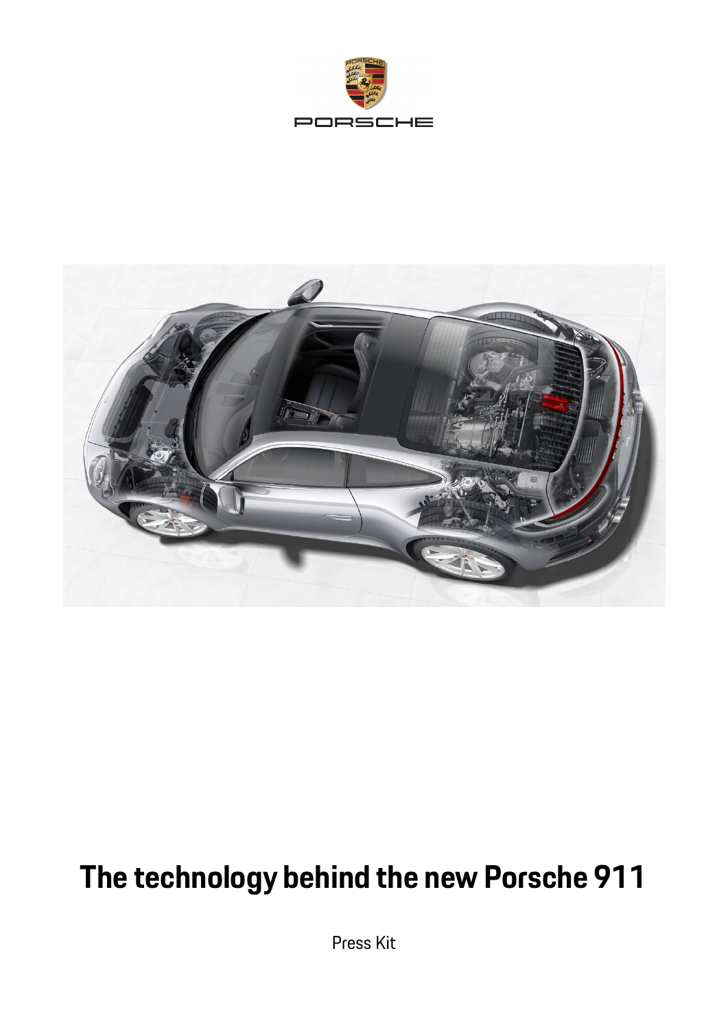# The technology behind the new Porsche 911

Press Kit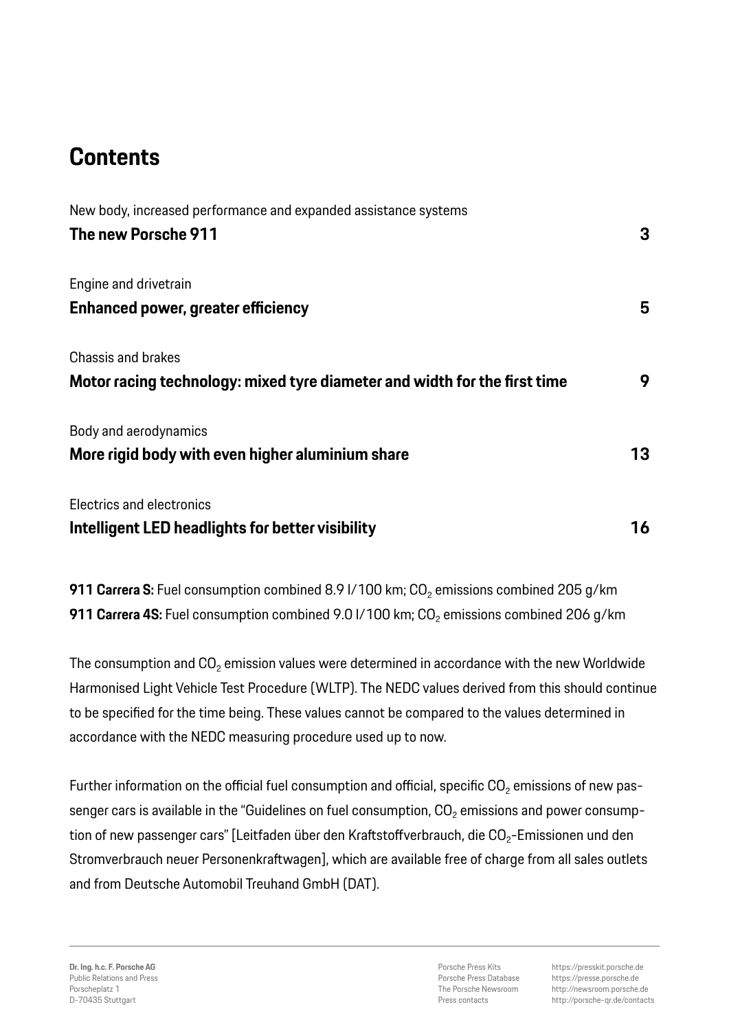# Contents

New body, increased performance and expanded assistance systems
**The new Porsche 911** **3**

Engine and drivetrain
**Enhanced power, greater efficiency** **5**

Chassis and brakes
**Motor racing technology: mixed tyre diameter and width for the first time** **9**

Body and aerodynamics
**More rigid body with even higher aluminium share** **13**

Electrics and electronics
**Intelligent LED headlights for better visibility** **16**

**911 Carrera S:** Fuel consumption combined 8.9 l/100 km; $CO_2$ emissions combined 205 g/km
**911 Carrera 4S:** Fuel consumption combined 9.0 l/100 km; $CO_2$ emissions combined 206 g/km

The consumption and $CO_2$ emission values were determined in accordance with the new Worldwide Harmonised Light Vehicle Test Procedure (WLTP). The NEDC values derived from this should continue to be specified for the time being. These values cannot be compared to the values determined in accordance with the NEDC measuring procedure used up to now.

Further information on the official fuel consumption and official, specific $CO_2$ emissions of new passenger cars is available in the "Guidelines on fuel consumption, $CO_2$ emissions and power consumption of new passenger cars" [Leitfaden über den Kraftstoffverbrauch, die $CO_2$-Emissionen und den Stromverbrauch neuer Personenkraftwagen], which are available free of charge from all sales outlets and from Deutsche Automobil Treuhand GmbH (DAT).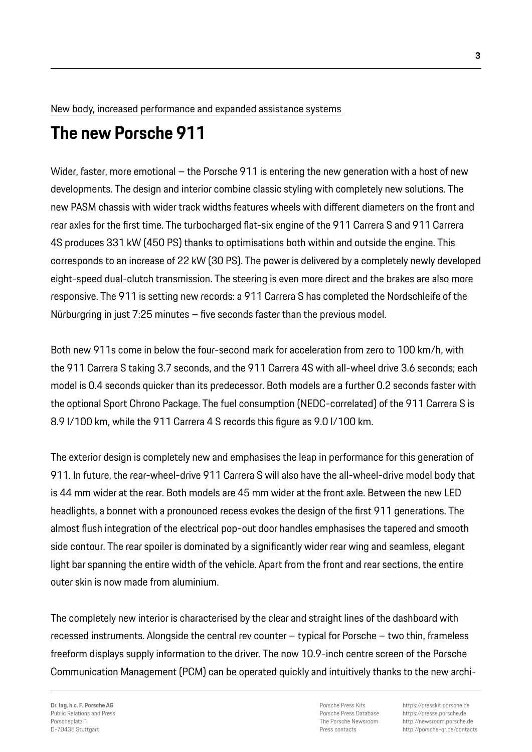New body, increased performance and expanded assistance systems

# The new Porsche 911

Wider, faster, more emotional – the Porsche 911 is entering the new generation with a host of new developments. The design and interior combine classic styling with completely new solutions. The new PASM chassis with wider track widths features wheels with different diameters on the front and rear axles for the first time. The turbocharged flat-six engine of the 911 Carrera S and 911 Carrera 4S produces 331 kW (450 PS) thanks to optimisations both within and outside the engine. This corresponds to an increase of 22 kW (30 PS). The power is delivered by a completely newly developed eight-speed dual-clutch transmission. The steering is even more direct and the brakes are also more responsive. The 911 is setting new records: a 911 Carrera S has completed the Nordschleife of the Nürburgring in just 7:25 minutes – five seconds faster than the previous model.

Both new 911s come in below the four-second mark for acceleration from zero to 100 km/h, with the 911 Carrera S taking 3.7 seconds, and the 911 Carrera 4S with all-wheel drive 3.6 seconds; each model is 0.4 seconds quicker than its predecessor. Both models are a further 0.2 seconds faster with the optional Sport Chrono Package. The fuel consumption (NEDC-correlated) of the 911 Carrera S is 8.9 l/100 km, while the 911 Carrera 4 S records this figure as 9.0 l/100 km.

The exterior design is completely new and emphasises the leap in performance for this generation of 911. In future, the rear-wheel-drive 911 Carrera S will also have the all-wheel-drive model body that is 44 mm wider at the rear. Both models are 45 mm wider at the front axle. Between the new LED headlights, a bonnet with a pronounced recess evokes the design of the first 911 generations. The almost flush integration of the electrical pop-out door handles emphasises the tapered and smooth side contour. The rear spoiler is dominated by a significantly wider rear wing and seamless, elegant light bar spanning the entire width of the vehicle. Apart from the front and rear sections, the entire outer skin is now made from aluminium.

The completely new interior is characterised by the clear and straight lines of the dashboard with recessed instruments. Alongside the central rev counter – typical for Porsche – two thin, frameless freeform displays supply information to the driver. The now 10.9-inch centre screen of the Porsche Communication Management (PCM) can be operated quickly and intuitively thanks to the new archi-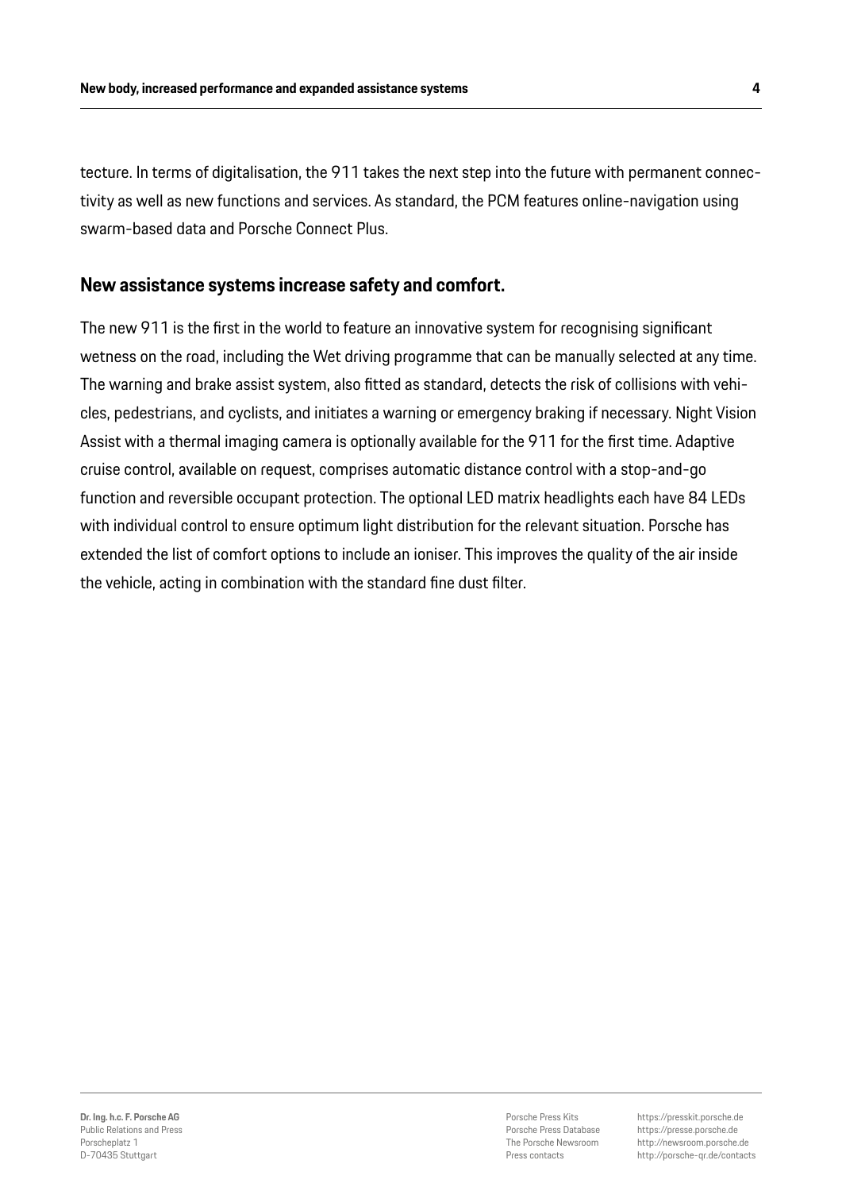tecture. In terms of digitalisation, the 911 takes the next step into the future with permanent connectivity as well as new functions and services. As standard, the PCM features online-navigation using swarm-based data and Porsche Connect Plus.

## New assistance systems increase safety and comfort.

The new 911 is the first in the world to feature an innovative system for recognising significant wetness on the road, including the Wet driving programme that can be manually selected at any time. The warning and brake assist system, also fitted as standard, detects the risk of collisions with vehicles, pedestrians, and cyclists, and initiates a warning or emergency braking if necessary. Night Vision Assist with a thermal imaging camera is optionally available for the 911 for the first time. Adaptive cruise control, available on request, comprises automatic distance control with a stop-and-go function and reversible occupant protection. The optional LED matrix headlights each have 84 LEDs with individual control to ensure optimum light distribution for the relevant situation. Porsche has extended the list of comfort options to include an ioniser. This improves the quality of the air inside the vehicle, acting in combination with the standard fine dust filter.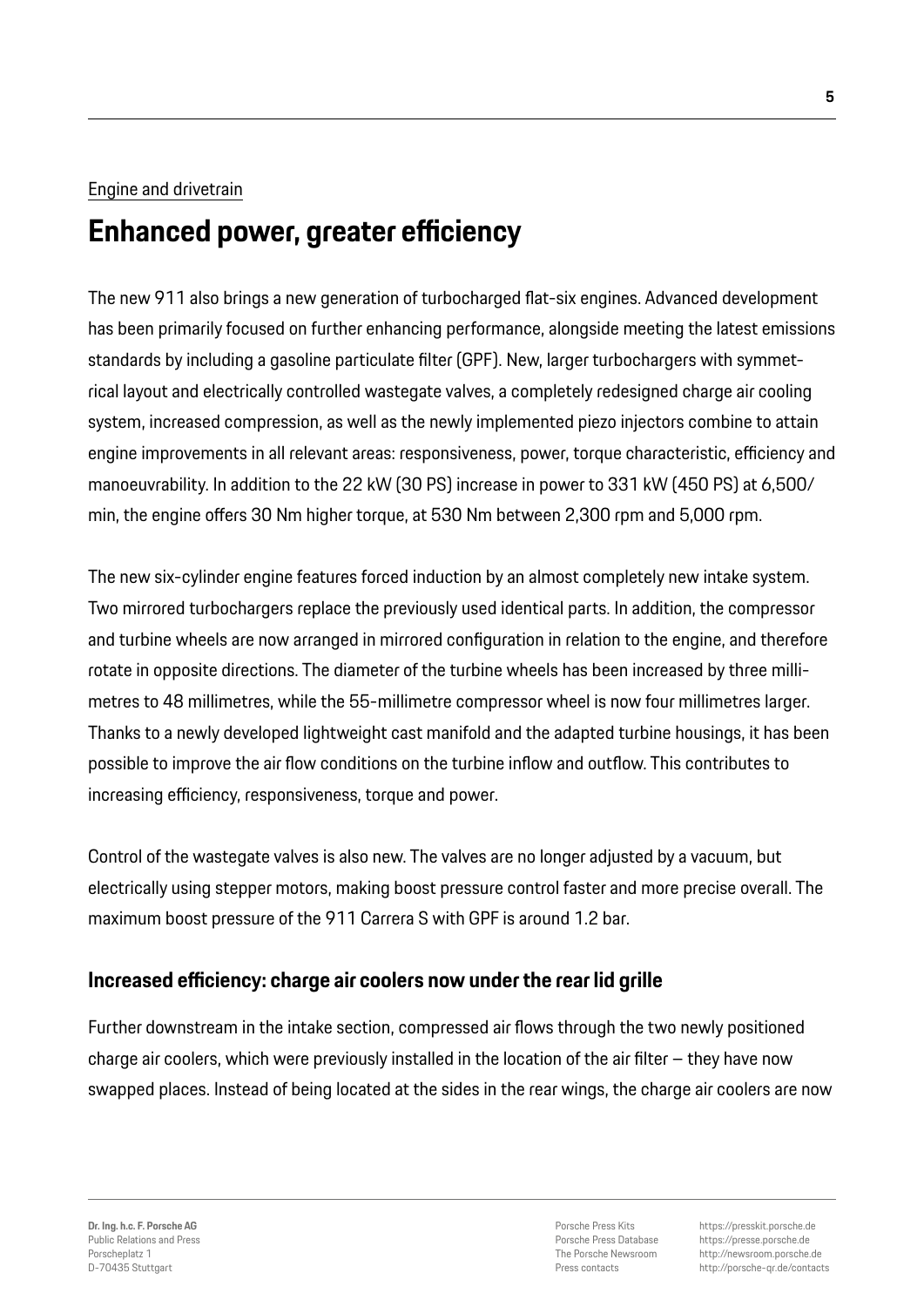Engine and drivetrain

# Enhanced power, greater efficiency

The new 911 also brings a new generation of turbocharged flat-six engines. Advanced development has been primarily focused on further enhancing performance, alongside meeting the latest emissions standards by including a gasoline particulate filter (GPF). New, larger turbochargers with symmetrical layout and electrically controlled wastegate valves, a completely redesigned charge air cooling system, increased compression, as well as the newly implemented piezo injectors combine to attain engine improvements in all relevant areas: responsiveness, power, torque characteristic, efficiency and manoeuvrability. In addition to the 22 kW (30 PS) increase in power to 331 kW (450 PS) at 6,500/min, the engine offers 30 Nm higher torque, at 530 Nm between 2,300 rpm and 5,000 rpm.

The new six-cylinder engine features forced induction by an almost completely new intake system. Two mirrored turbochargers replace the previously used identical parts. In addition, the compressor and turbine wheels are now arranged in mirrored configuration in relation to the engine, and therefore rotate in opposite directions. The diameter of the turbine wheels has been increased by three millimetres to 48 millimetres, while the 55-millimetre compressor wheel is now four millimetres larger. Thanks to a newly developed lightweight cast manifold and the adapted turbine housings, it has been possible to improve the air flow conditions on the turbine inflow and outflow. This contributes to increasing efficiency, responsiveness, torque and power.

Control of the wastegate valves is also new. The valves are no longer adjusted by a vacuum, but electrically using stepper motors, making boost pressure control faster and more precise overall. The maximum boost pressure of the 911 Carrera S with GPF is around 1.2 bar.

## Increased efficiency: charge air coolers now under the rear lid grille

Further downstream in the intake section, compressed air flows through the two newly positioned charge air coolers, which were previously installed in the location of the air filter – they have now swapped places. Instead of being located at the sides in the rear wings, the charge air coolers are now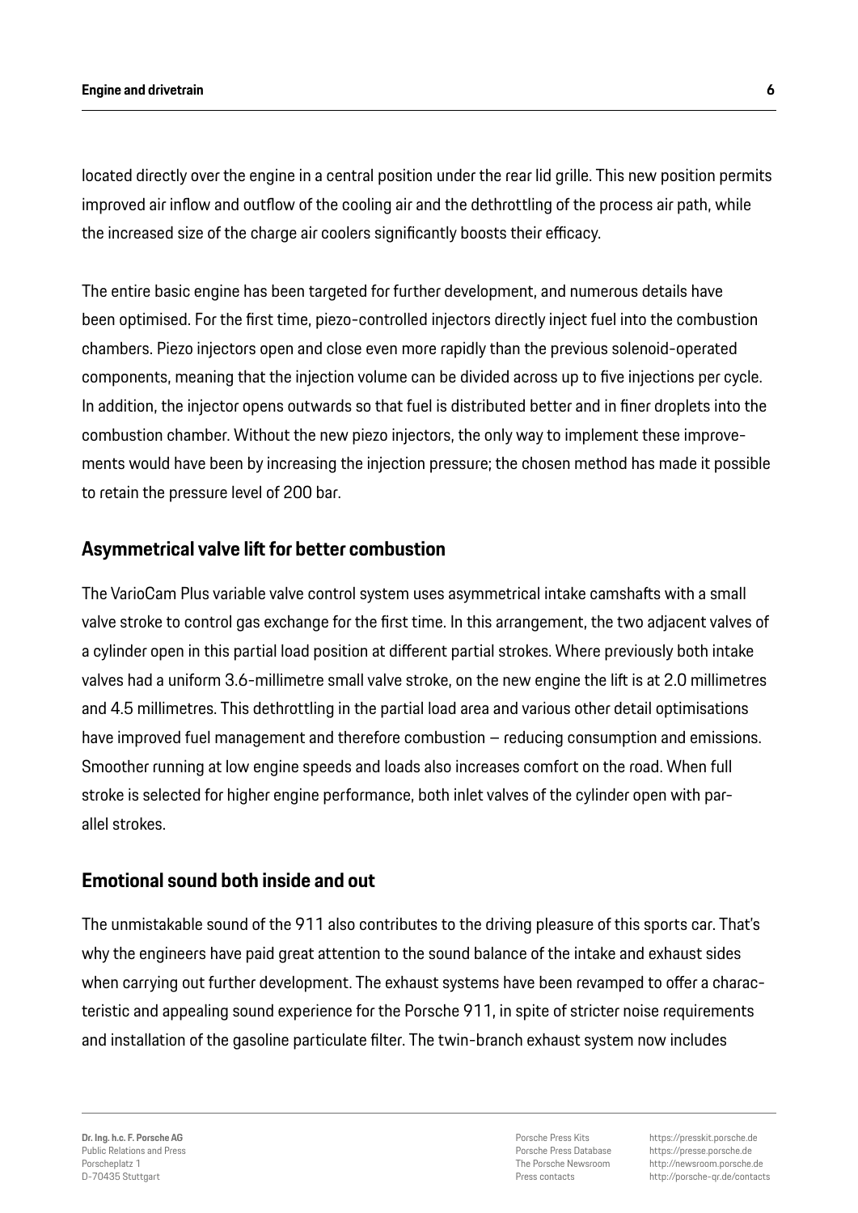located directly over the engine in a central position under the rear lid grille. This new position permits improved air inflow and outflow of the cooling air and the dethrottling of the process air path, while the increased size of the charge air coolers significantly boosts their efficacy.

The entire basic engine has been targeted for further development, and numerous details have been optimised. For the first time, piezo-controlled injectors directly inject fuel into the combustion chambers. Piezo injectors open and close even more rapidly than the previous solenoid-operated components, meaning that the injection volume can be divided across up to five injections per cycle. In addition, the injector opens outwards so that fuel is distributed better and in finer droplets into the combustion chamber. Without the new piezo injectors, the only way to implement these improvements would have been by increasing the injection pressure; the chosen method has made it possible to retain the pressure level of 200 bar.

## Asymmetrical valve lift for better combustion

The VarioCam Plus variable valve control system uses asymmetrical intake camshafts with a small valve stroke to control gas exchange for the first time. In this arrangement, the two adjacent valves of a cylinder open in this partial load position at different partial strokes. Where previously both intake valves had a uniform 3.6-millimetre small valve stroke, on the new engine the lift is at 2.0 millimetres and 4.5 millimetres. This dethrottling in the partial load area and various other detail optimisations have improved fuel management and therefore combustion – reducing consumption and emissions. Smoother running at low engine speeds and loads also increases comfort on the road. When full stroke is selected for higher engine performance, both inlet valves of the cylinder open with parallel strokes.

## Emotional sound both inside and out

The unmistakable sound of the 911 also contributes to the driving pleasure of this sports car. That's why the engineers have paid great attention to the sound balance of the intake and exhaust sides when carrying out further development. The exhaust systems have been revamped to offer a characteristic and appealing sound experience for the Porsche 911, in spite of stricter noise requirements and installation of the gasoline particulate filter. The twin-branch exhaust system now includes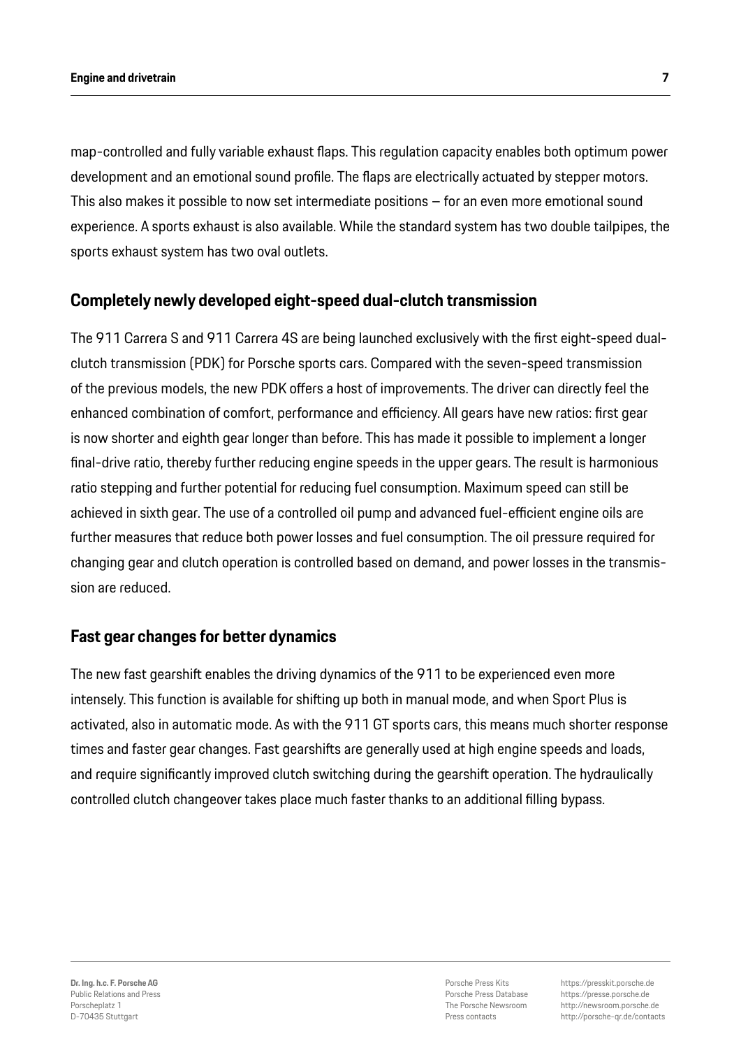map-controlled and fully variable exhaust flaps. This regulation capacity enables both optimum power development and an emotional sound profile. The flaps are electrically actuated by stepper motors. This also makes it possible to now set intermediate positions – for an even more emotional sound experience. A sports exhaust is also available. While the standard system has two double tailpipes, the sports exhaust system has two oval outlets.

## Completely newly developed eight-speed dual-clutch transmission

The 911 Carrera S and 911 Carrera 4S are being launched exclusively with the first eight-speed dual-clutch transmission (PDK) for Porsche sports cars. Compared with the seven-speed transmission of the previous models, the new PDK offers a host of improvements. The driver can directly feel the enhanced combination of comfort, performance and efficiency. All gears have new ratios: first gear is now shorter and eighth gear longer than before. This has made it possible to implement a longer final-drive ratio, thereby further reducing engine speeds in the upper gears. The result is harmonious ratio stepping and further potential for reducing fuel consumption. Maximum speed can still be achieved in sixth gear. The use of a controlled oil pump and advanced fuel-efficient engine oils are further measures that reduce both power losses and fuel consumption. The oil pressure required for changing gear and clutch operation is controlled based on demand, and power losses in the transmission are reduced.

## Fast gear changes for better dynamics

The new fast gearshift enables the driving dynamics of the 911 to be experienced even more intensely. This function is available for shifting up both in manual mode, and when Sport Plus is activated, also in automatic mode. As with the 911 GT sports cars, this means much shorter response times and faster gear changes. Fast gearshifts are generally used at high engine speeds and loads, and require significantly improved clutch switching during the gearshift operation. The hydraulically controlled clutch changeover takes place much faster thanks to an additional filling bypass.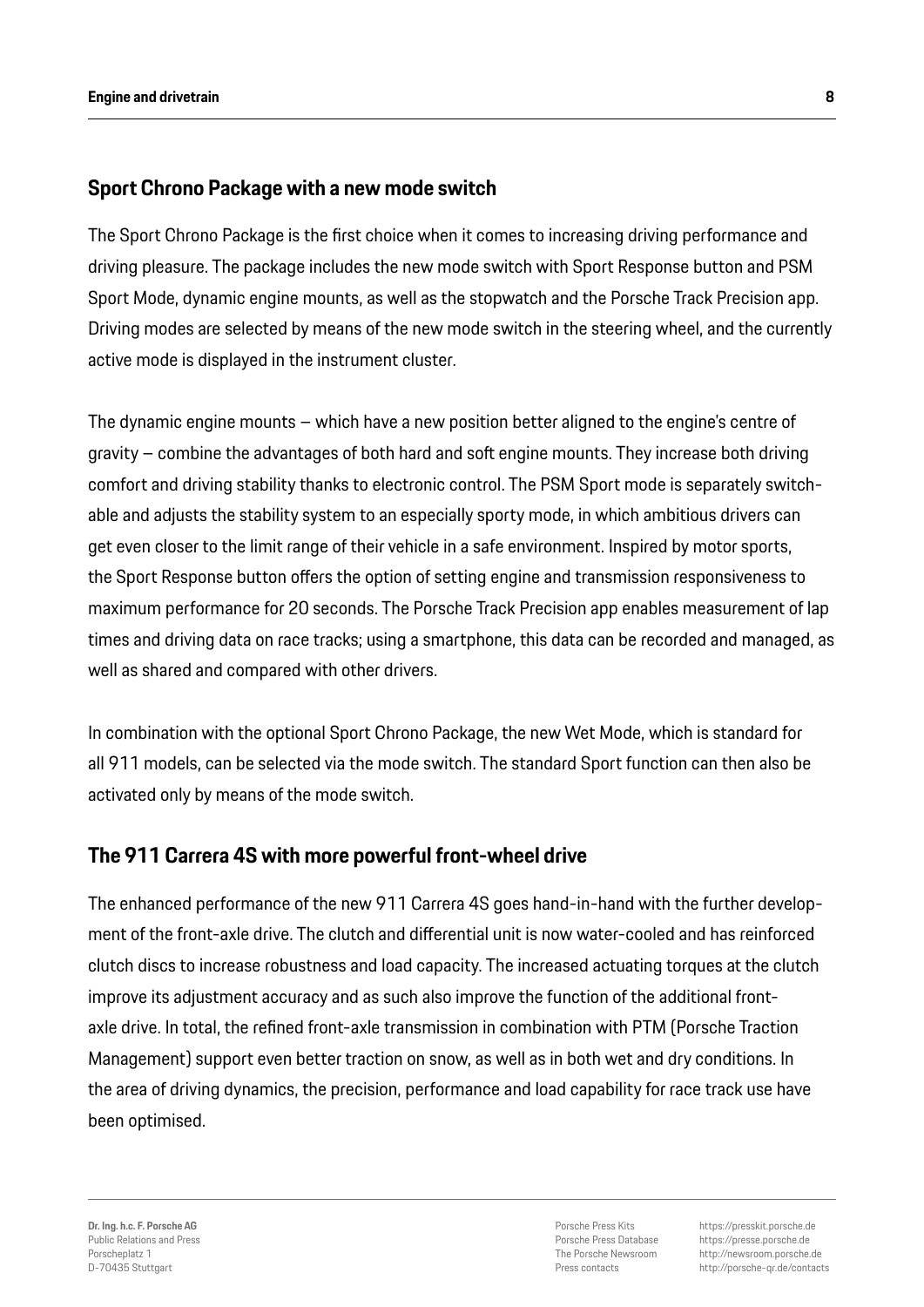## Sport Chrono Package with a new mode switch

The Sport Chrono Package is the first choice when it comes to increasing driving performance and driving pleasure. The package includes the new mode switch with Sport Response button and PSM Sport Mode, dynamic engine mounts, as well as the stopwatch and the Porsche Track Precision app. Driving modes are selected by means of the new mode switch in the steering wheel, and the currently active mode is displayed in the instrument cluster.

The dynamic engine mounts – which have a new position better aligned to the engine's centre of gravity – combine the advantages of both hard and soft engine mounts. They increase both driving comfort and driving stability thanks to electronic control. The PSM Sport mode is separately switchable and adjusts the stability system to an especially sporty mode, in which ambitious drivers can get even closer to the limit range of their vehicle in a safe environment. Inspired by motor sports, the Sport Response button offers the option of setting engine and transmission responsiveness to maximum performance for 20 seconds. The Porsche Track Precision app enables measurement of lap times and driving data on race tracks; using a smartphone, this data can be recorded and managed, as well as shared and compared with other drivers.

In combination with the optional Sport Chrono Package, the new Wet Mode, which is standard for all 911 models, can be selected via the mode switch. The standard Sport function can then also be activated only by means of the mode switch.

## The 911 Carrera 4S with more powerful front-wheel drive

The enhanced performance of the new 911 Carrera 4S goes hand-in-hand with the further development of the front-axle drive. The clutch and differential unit is now water-cooled and has reinforced clutch discs to increase robustness and load capacity. The increased actuating torques at the clutch improve its adjustment accuracy and as such also improve the function of the additional front-axle drive. In total, the refined front-axle transmission in combination with PTM (Porsche Traction Management) support even better traction on snow, as well as in both wet and dry conditions. In the area of driving dynamics, the precision, performance and load capability for race track use have been optimised.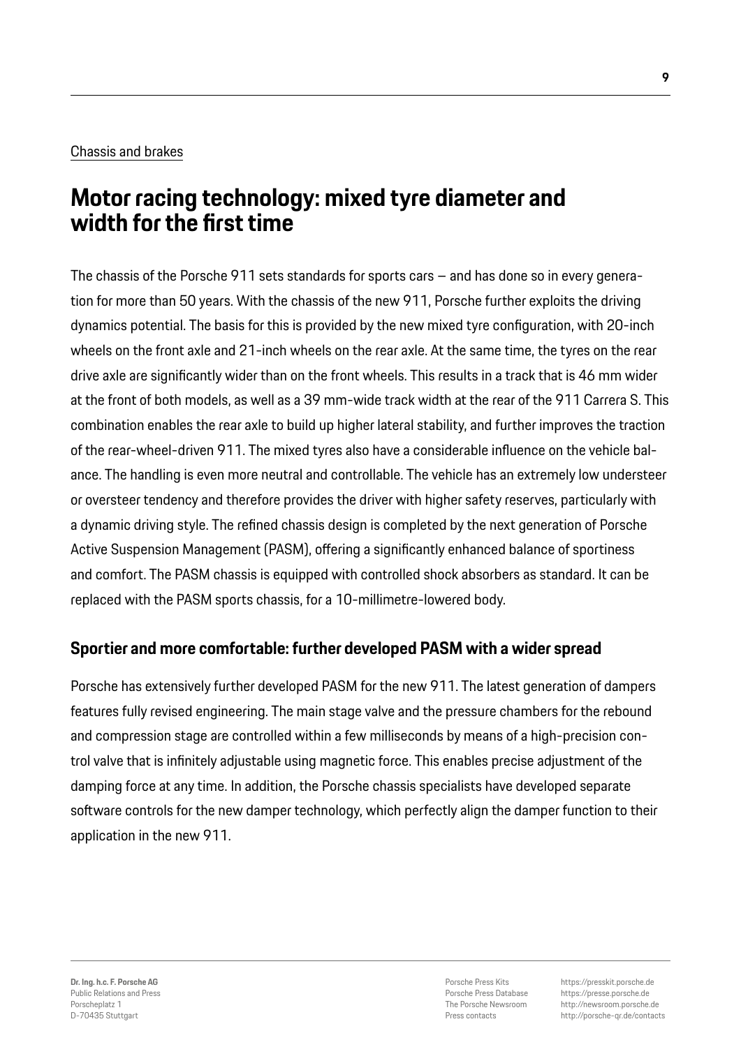Chassis and brakes

# Motor racing technology: mixed tyre diameter and width for the first time

The chassis of the Porsche 911 sets standards for sports cars – and has done so in every generation for more than 50 years. With the chassis of the new 911, Porsche further exploits the driving dynamics potential. The basis for this is provided by the new mixed tyre configuration, with 20-inch wheels on the front axle and 21-inch wheels on the rear axle. At the same time, the tyres on the rear drive axle are significantly wider than on the front wheels. This results in a track that is 46 mm wider at the front of both models, as well as a 39 mm-wide track width at the rear of the 911 Carrera S. This combination enables the rear axle to build up higher lateral stability, and further improves the traction of the rear-wheel-driven 911. The mixed tyres also have a considerable influence on the vehicle balance. The handling is even more neutral and controllable. The vehicle has an extremely low understeer or oversteer tendency and therefore provides the driver with higher safety reserves, particularly with a dynamic driving style. The refined chassis design is completed by the next generation of Porsche Active Suspension Management (PASM), offering a significantly enhanced balance of sportiness and comfort. The PASM chassis is equipped with controlled shock absorbers as standard. It can be replaced with the PASM sports chassis, for a 10-millimetre-lowered body.

## Sportier and more comfortable: further developed PASM with a wider spread

Porsche has extensively further developed PASM for the new 911. The latest generation of dampers features fully revised engineering. The main stage valve and the pressure chambers for the rebound and compression stage are controlled within a few milliseconds by means of a high-precision control valve that is infinitely adjustable using magnetic force. This enables precise adjustment of the damping force at any time. In addition, the Porsche chassis specialists have developed separate software controls for the new damper technology, which perfectly align the damper function to their application in the new 911.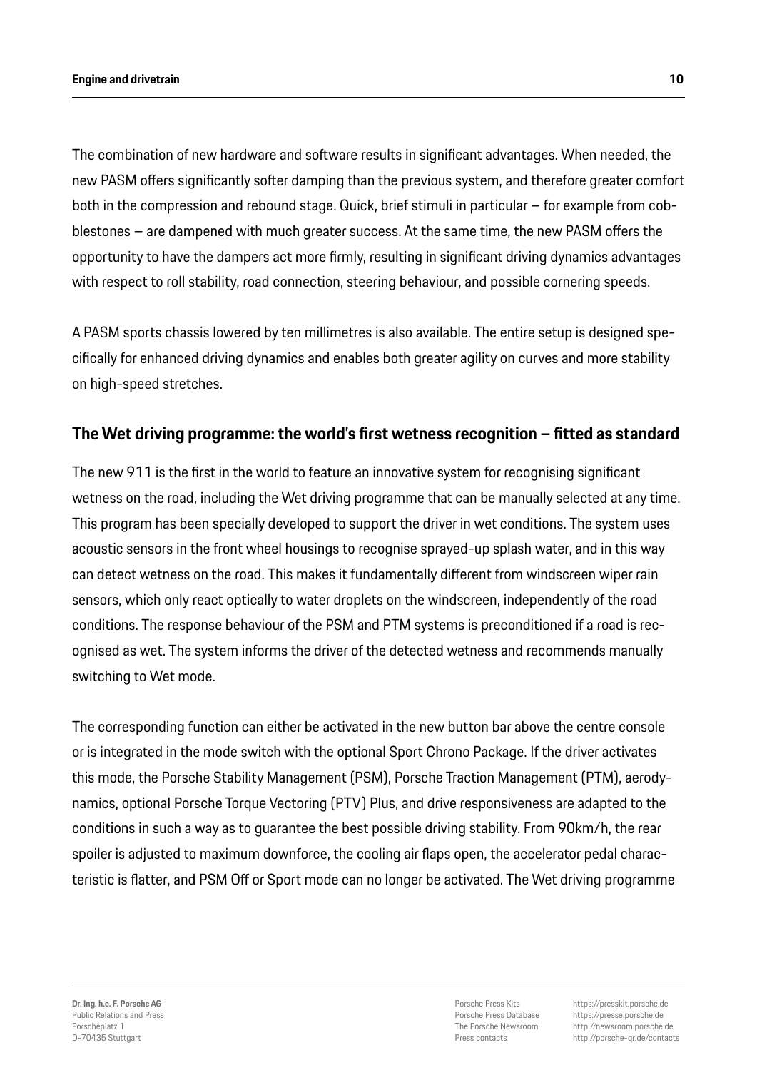The combination of new hardware and software results in significant advantages. When needed, the new PASM offers significantly softer damping than the previous system, and therefore greater comfort both in the compression and rebound stage. Quick, brief stimuli in particular – for example from cobblestones – are dampened with much greater success. At the same time, the new PASM offers the opportunity to have the dampers act more firmly, resulting in significant driving dynamics advantages with respect to roll stability, road connection, steering behaviour, and possible cornering speeds.

A PASM sports chassis lowered by ten millimetres is also available. The entire setup is designed specifically for enhanced driving dynamics and enables both greater agility on curves and more stability on high-speed stretches.

## The Wet driving programme: the world's first wetness recognition – fitted as standard

The new 911 is the first in the world to feature an innovative system for recognising significant wetness on the road, including the Wet driving programme that can be manually selected at any time. This program has been specially developed to support the driver in wet conditions. The system uses acoustic sensors in the front wheel housings to recognise sprayed-up splash water, and in this way can detect wetness on the road. This makes it fundamentally different from windscreen wiper rain sensors, which only react optically to water droplets on the windscreen, independently of the road conditions. The response behaviour of the PSM and PTM systems is preconditioned if a road is recognised as wet. The system informs the driver of the detected wetness and recommends manually switching to Wet mode.

The corresponding function can either be activated in the new button bar above the centre console or is integrated in the mode switch with the optional Sport Chrono Package. If the driver activates this mode, the Porsche Stability Management (PSM), Porsche Traction Management (PTM), aerodynamics, optional Porsche Torque Vectoring (PTV) Plus, and drive responsiveness are adapted to the conditions in such a way as to guarantee the best possible driving stability. From 90km/h, the rear spoiler is adjusted to maximum downforce, the cooling air flaps open, the accelerator pedal characteristic is flatter, and PSM Off or Sport mode can no longer be activated. The Wet driving programme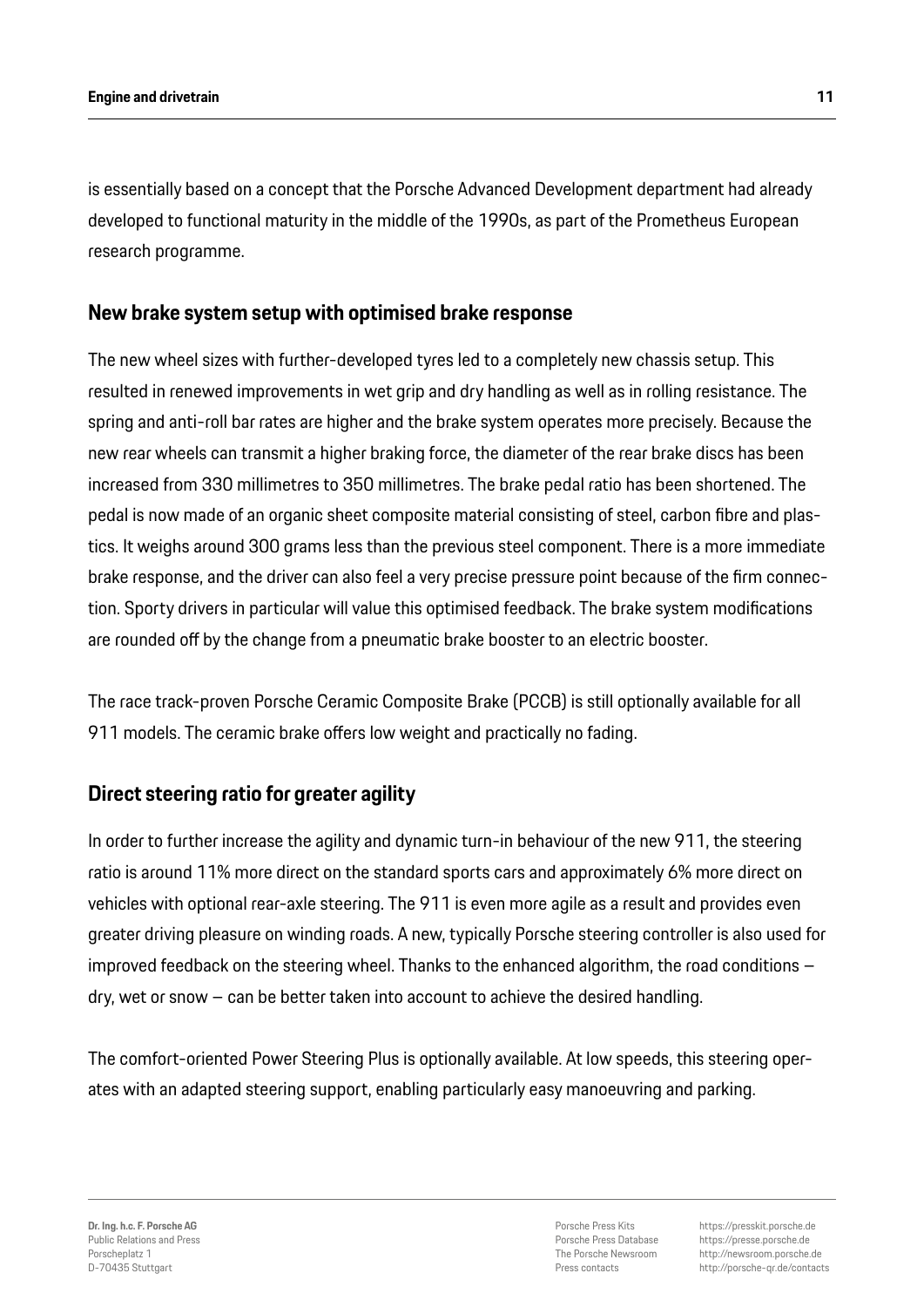is essentially based on a concept that the Porsche Advanced Development department had already developed to functional maturity in the middle of the 1990s, as part of the Prometheus European research programme.

## New brake system setup with optimised brake response

The new wheel sizes with further-developed tyres led to a completely new chassis setup. This resulted in renewed improvements in wet grip and dry handling as well as in rolling resistance. The spring and anti-roll bar rates are higher and the brake system operates more precisely. Because the new rear wheels can transmit a higher braking force, the diameter of the rear brake discs has been increased from 330 millimetres to 350 millimetres. The brake pedal ratio has been shortened. The pedal is now made of an organic sheet composite material consisting of steel, carbon fibre and plastics. It weighs around 300 grams less than the previous steel component. There is a more immediate brake response, and the driver can also feel a very precise pressure point because of the firm connection. Sporty drivers in particular will value this optimised feedback. The brake system modifications are rounded off by the change from a pneumatic brake booster to an electric booster.

The race track-proven Porsche Ceramic Composite Brake (PCCB) is still optionally available for all 911 models. The ceramic brake offers low weight and practically no fading.

## Direct steering ratio for greater agility

In order to further increase the agility and dynamic turn-in behaviour of the new 911, the steering ratio is around 11% more direct on the standard sports cars and approximately 6% more direct on vehicles with optional rear-axle steering. The 911 is even more agile as a result and provides even greater driving pleasure on winding roads. A new, typically Porsche steering controller is also used for improved feedback on the steering wheel. Thanks to the enhanced algorithm, the road conditions – dry, wet or snow – can be better taken into account to achieve the desired handling.

The comfort-oriented Power Steering Plus is optionally available. At low speeds, this steering operates with an adapted steering support, enabling particularly easy manoeuvring and parking.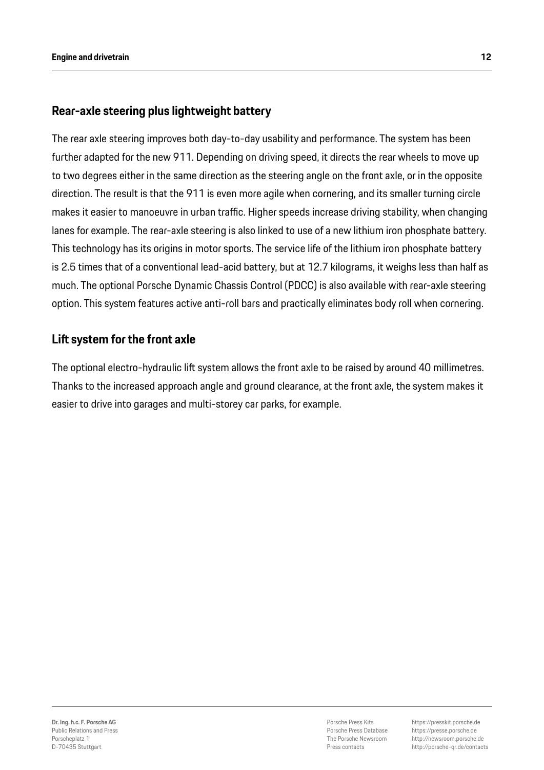## Rear-axle steering plus lightweight battery

The rear axle steering improves both day-to-day usability and performance. The system has been further adapted for the new 911. Depending on driving speed, it directs the rear wheels to move up to two degrees either in the same direction as the steering angle on the front axle, or in the opposite direction. The result is that the 911 is even more agile when cornering, and its smaller turning circle makes it easier to manoeuvre in urban traffic. Higher speeds increase driving stability, when changing lanes for example. The rear-axle steering is also linked to use of a new lithium iron phosphate battery. This technology has its origins in motor sports. The service life of the lithium iron phosphate battery is 2.5 times that of a conventional lead-acid battery, but at 12.7 kilograms, it weighs less than half as much. The optional Porsche Dynamic Chassis Control (PDCC) is also available with rear-axle steering option. This system features active anti-roll bars and practically eliminates body roll when cornering.

## Lift system for the front axle

The optional electro-hydraulic lift system allows the front axle to be raised by around 40 millimetres. Thanks to the increased approach angle and ground clearance, at the front axle, the system makes it easier to drive into garages and multi-storey car parks, for example.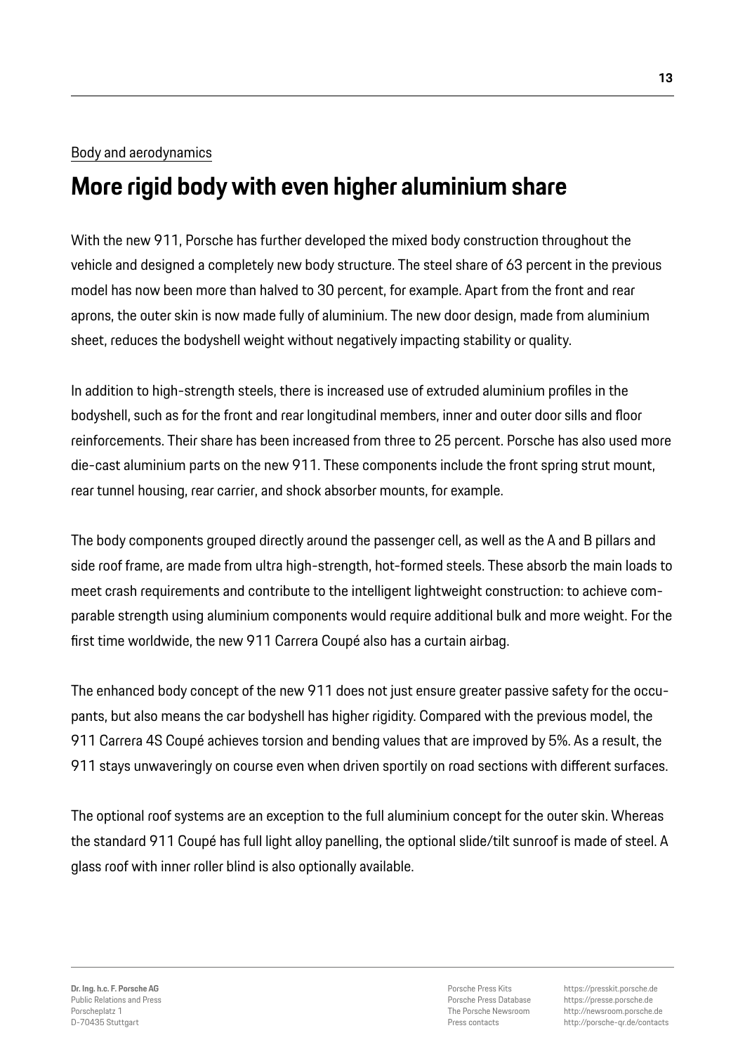Body and aerodynamics

# More rigid body with even higher aluminium share

With the new 911, Porsche has further developed the mixed body construction throughout the vehicle and designed a completely new body structure. The steel share of 63 percent in the previous model has now been more than halved to 30 percent, for example. Apart from the front and rear aprons, the outer skin is now made fully of aluminium. The new door design, made from aluminium sheet, reduces the bodyshell weight without negatively impacting stability or quality.

In addition to high-strength steels, there is increased use of extruded aluminium profiles in the bodyshell, such as for the front and rear longitudinal members, inner and outer door sills and floor reinforcements. Their share has been increased from three to 25 percent. Porsche has also used more die-cast aluminium parts on the new 911. These components include the front spring strut mount, rear tunnel housing, rear carrier, and shock absorber mounts, for example.

The body components grouped directly around the passenger cell, as well as the A and B pillars and side roof frame, are made from ultra high-strength, hot-formed steels. These absorb the main loads to meet crash requirements and contribute to the intelligent lightweight construction: to achieve comparable strength using aluminium components would require additional bulk and more weight. For the first time worldwide, the new 911 Carrera Coupé also has a curtain airbag.

The enhanced body concept of the new 911 does not just ensure greater passive safety for the occupants, but also means the car bodyshell has higher rigidity. Compared with the previous model, the 911 Carrera 4S Coupé achieves torsion and bending values that are improved by 5%. As a result, the 911 stays unwaveringly on course even when driven sportily on road sections with different surfaces.

The optional roof systems are an exception to the full aluminium concept for the outer skin. Whereas the standard 911 Coupé has full light alloy panelling, the optional slide/tilt sunroof is made of steel. A glass roof with inner roller blind is also optionally available.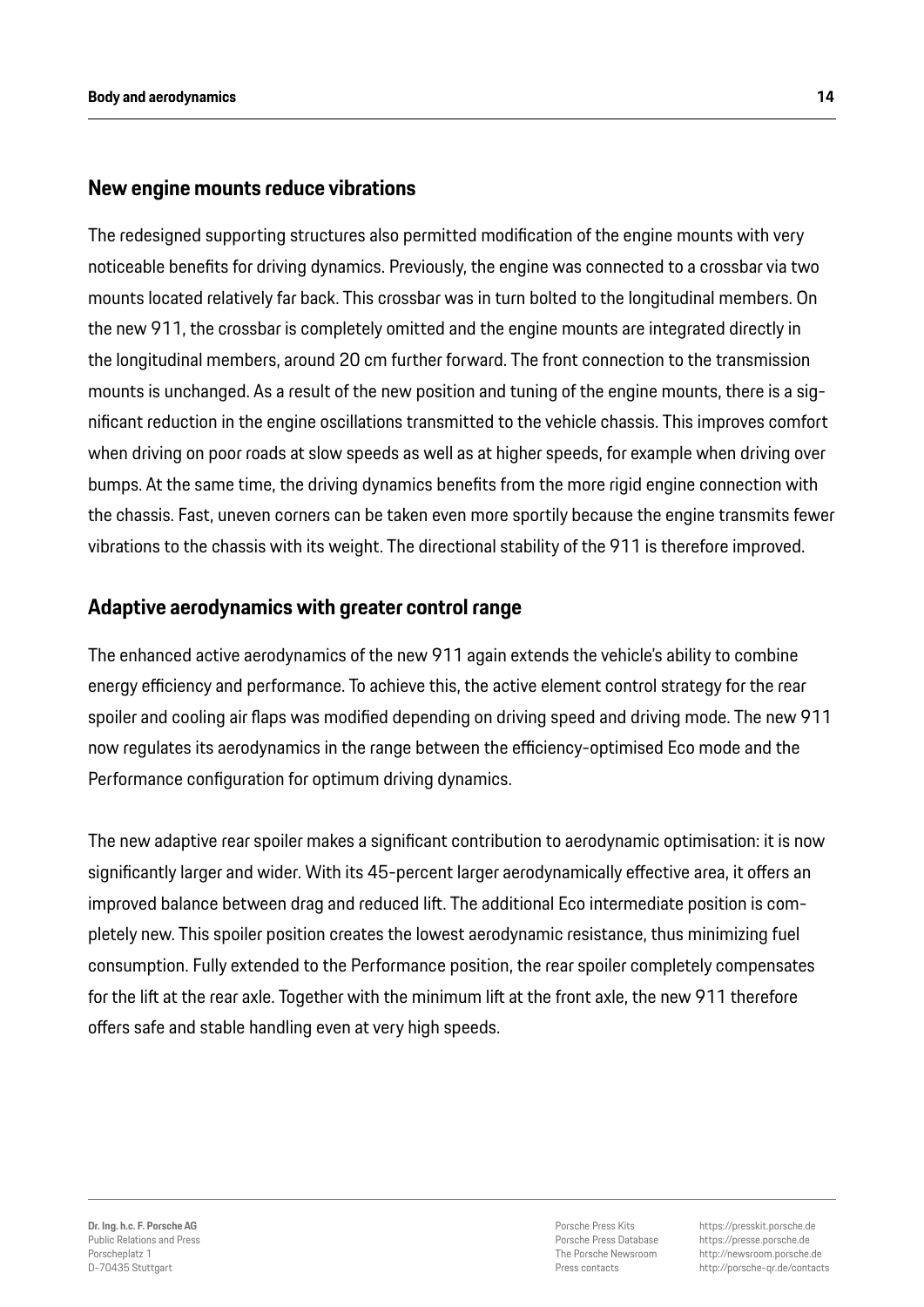## New engine mounts reduce vibrations

The redesigned supporting structures also permitted modification of the engine mounts with very noticeable benefits for driving dynamics. Previously, the engine was connected to a crossbar via two mounts located relatively far back. This crossbar was in turn bolted to the longitudinal members. On the new 911, the crossbar is completely omitted and the engine mounts are integrated directly in the longitudinal members, around 20 cm further forward. The front connection to the transmission mounts is unchanged. As a result of the new position and tuning of the engine mounts, there is a significant reduction in the engine oscillations transmitted to the vehicle chassis. This improves comfort when driving on poor roads at slow speeds as well as at higher speeds, for example when driving over bumps. At the same time, the driving dynamics benefits from the more rigid engine connection with the chassis. Fast, uneven corners can be taken even more sportily because the engine transmits fewer vibrations to the chassis with its weight. The directional stability of the 911 is therefore improved.

## Adaptive aerodynamics with greater control range

The enhanced active aerodynamics of the new 911 again extends the vehicle's ability to combine energy efficiency and performance. To achieve this, the active element control strategy for the rear spoiler and cooling air flaps was modified depending on driving speed and driving mode. The new 911 now regulates its aerodynamics in the range between the efficiency-optimised Eco mode and the Performance configuration for optimum driving dynamics.

The new adaptive rear spoiler makes a significant contribution to aerodynamic optimisation: it is now significantly larger and wider. With its 45-percent larger aerodynamically effective area, it offers an improved balance between drag and reduced lift. The additional Eco intermediate position is completely new. This spoiler position creates the lowest aerodynamic resistance, thus minimizing fuel consumption. Fully extended to the Performance position, the rear spoiler completely compensates for the lift at the rear axle. Together with the minimum lift at the front axle, the new 911 therefore offers safe and stable handling even at very high speeds.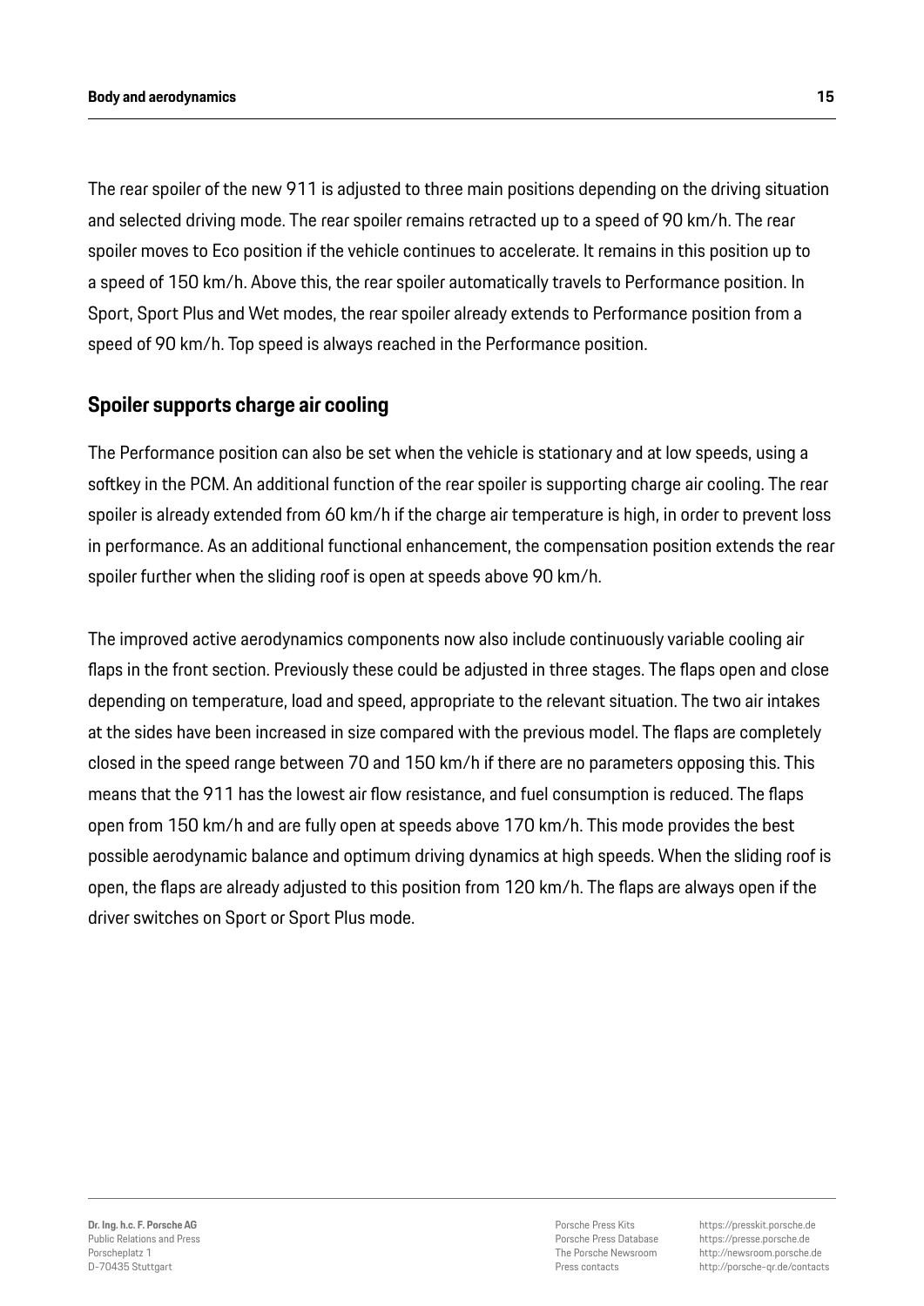The rear spoiler of the new 911 is adjusted to three main positions depending on the driving situation and selected driving mode. The rear spoiler remains retracted up to a speed of 90 km/h. The rear spoiler moves to Eco position if the vehicle continues to accelerate. It remains in this position up to a speed of 150 km/h. Above this, the rear spoiler automatically travels to Performance position. In Sport, Sport Plus and Wet modes, the rear spoiler already extends to Performance position from a speed of 90 km/h. Top speed is always reached in the Performance position.

## Spoiler supports charge air cooling

The Performance position can also be set when the vehicle is stationary and at low speeds, using a softkey in the PCM. An additional function of the rear spoiler is supporting charge air cooling. The rear spoiler is already extended from 60 km/h if the charge air temperature is high, in order to prevent loss in performance. As an additional functional enhancement, the compensation position extends the rear spoiler further when the sliding roof is open at speeds above 90 km/h.

The improved active aerodynamics components now also include continuously variable cooling air flaps in the front section. Previously these could be adjusted in three stages. The flaps open and close depending on temperature, load and speed, appropriate to the relevant situation. The two air intakes at the sides have been increased in size compared with the previous model. The flaps are completely closed in the speed range between 70 and 150 km/h if there are no parameters opposing this. This means that the 911 has the lowest air flow resistance, and fuel consumption is reduced. The flaps open from 150 km/h and are fully open at speeds above 170 km/h. This mode provides the best possible aerodynamic balance and optimum driving dynamics at high speeds. When the sliding roof is open, the flaps are already adjusted to this position from 120 km/h. The flaps are always open if the driver switches on Sport or Sport Plus mode.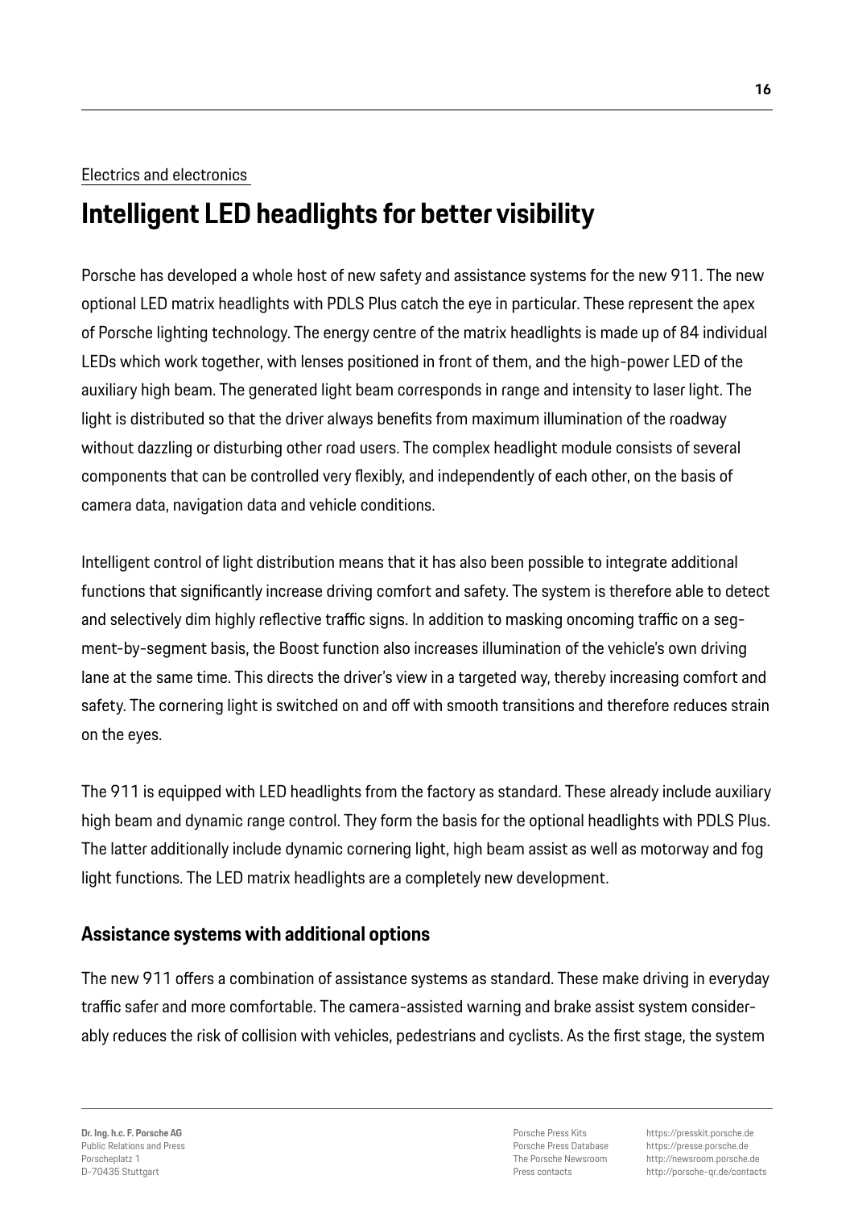Electrics and electronics

# Intelligent LED headlights for better visibility

Porsche has developed a whole host of new safety and assistance systems for the new 911. The new optional LED matrix headlights with PDLS Plus catch the eye in particular. These represent the apex of Porsche lighting technology. The energy centre of the matrix headlights is made up of 84 individual LEDs which work together, with lenses positioned in front of them, and the high-power LED of the auxiliary high beam. The generated light beam corresponds in range and intensity to laser light. The light is distributed so that the driver always benefits from maximum illumination of the roadway without dazzling or disturbing other road users. The complex headlight module consists of several components that can be controlled very flexibly, and independently of each other, on the basis of camera data, navigation data and vehicle conditions.

Intelligent control of light distribution means that it has also been possible to integrate additional functions that significantly increase driving comfort and safety. The system is therefore able to detect and selectively dim highly reflective traffic signs. In addition to masking oncoming traffic on a segment-by-segment basis, the Boost function also increases illumination of the vehicle's own driving lane at the same time. This directs the driver's view in a targeted way, thereby increasing comfort and safety. The cornering light is switched on and off with smooth transitions and therefore reduces strain on the eyes.

The 911 is equipped with LED headlights from the factory as standard. These already include auxiliary high beam and dynamic range control. They form the basis for the optional headlights with PDLS Plus. The latter additionally include dynamic cornering light, high beam assist as well as motorway and fog light functions. The LED matrix headlights are a completely new development.

## Assistance systems with additional options

The new 911 offers a combination of assistance systems as standard. These make driving in everyday traffic safer and more comfortable. The camera-assisted warning and brake assist system considerably reduces the risk of collision with vehicles, pedestrians and cyclists. As the first stage, the system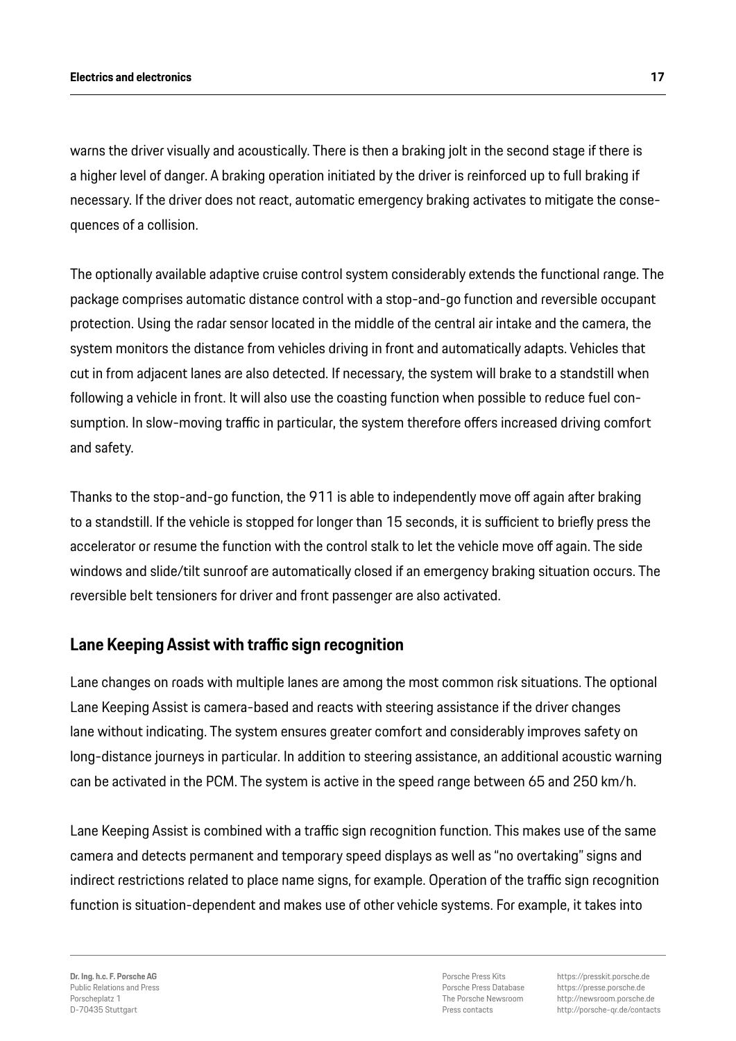warns the driver visually and acoustically. There is then a braking jolt in the second stage if there is a higher level of danger. A braking operation initiated by the driver is reinforced up to full braking if necessary. If the driver does not react, automatic emergency braking activates to mitigate the consequences of a collision.

The optionally available adaptive cruise control system considerably extends the functional range. The package comprises automatic distance control with a stop-and-go function and reversible occupant protection. Using the radar sensor located in the middle of the central air intake and the camera, the system monitors the distance from vehicles driving in front and automatically adapts. Vehicles that cut in from adjacent lanes are also detected. If necessary, the system will brake to a standstill when following a vehicle in front. It will also use the coasting function when possible to reduce fuel consumption. In slow-moving traffic in particular, the system therefore offers increased driving comfort and safety.

Thanks to the stop-and-go function, the 911 is able to independently move off again after braking to a standstill. If the vehicle is stopped for longer than 15 seconds, it is sufficient to briefly press the accelerator or resume the function with the control stalk to let the vehicle move off again. The side windows and slide/tilt sunroof are automatically closed if an emergency braking situation occurs. The reversible belt tensioners for driver and front passenger are also activated.

## Lane Keeping Assist with traffic sign recognition

Lane changes on roads with multiple lanes are among the most common risk situations. The optional Lane Keeping Assist is camera-based and reacts with steering assistance if the driver changes lane without indicating. The system ensures greater comfort and considerably improves safety on long-distance journeys in particular. In addition to steering assistance, an additional acoustic warning can be activated in the PCM. The system is active in the speed range between 65 and 250 km/h.

Lane Keeping Assist is combined with a traffic sign recognition function. This makes use of the same camera and detects permanent and temporary speed displays as well as "no overtaking" signs and indirect restrictions related to place name signs, for example. Operation of the traffic sign recognition function is situation-dependent and makes use of other vehicle systems. For example, it takes into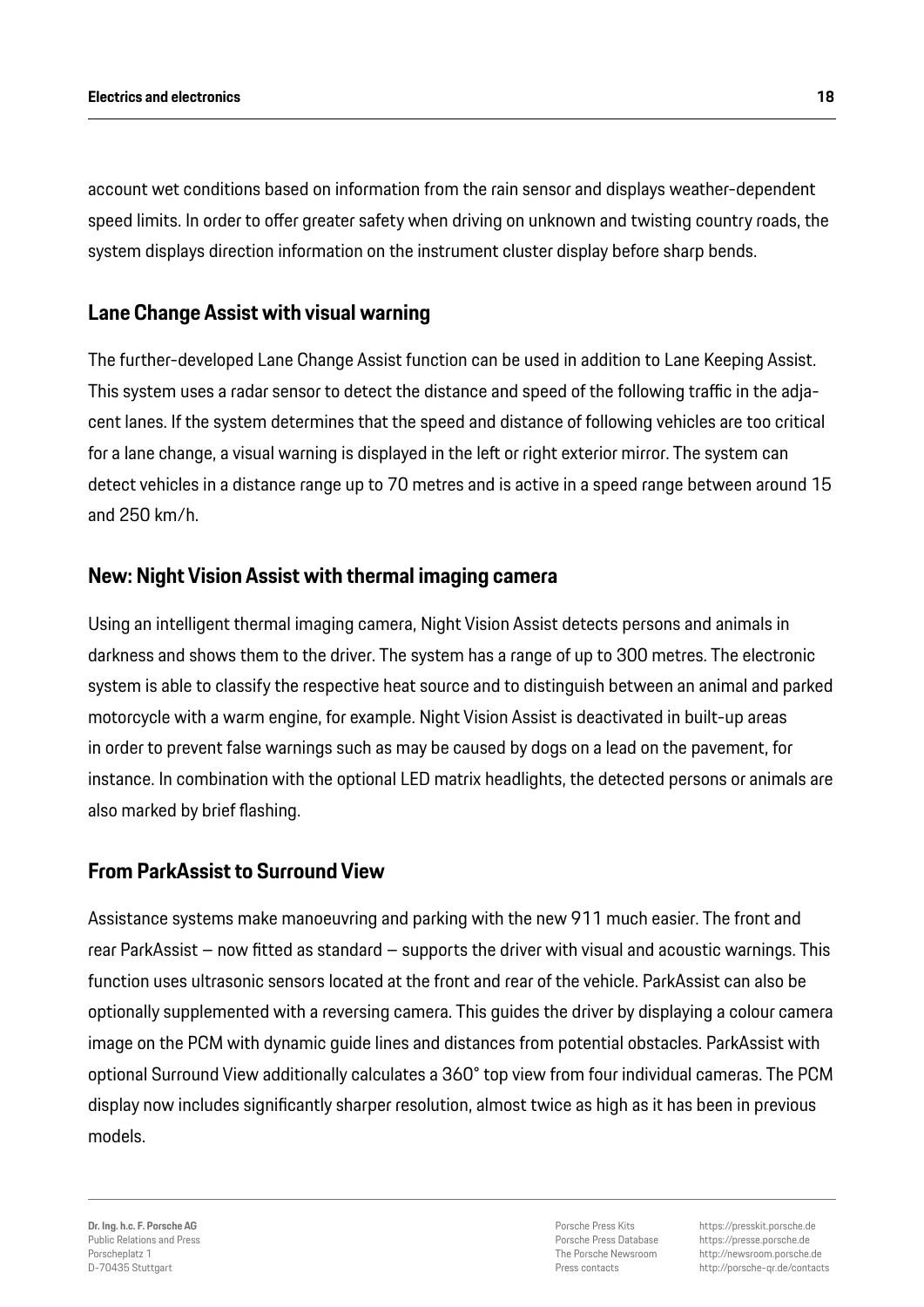account wet conditions based on information from the rain sensor and displays weather-dependent speed limits. In order to offer greater safety when driving on unknown and twisting country roads, the system displays direction information on the instrument cluster display before sharp bends.

## Lane Change Assist with visual warning

The further-developed Lane Change Assist function can be used in addition to Lane Keeping Assist. This system uses a radar sensor to detect the distance and speed of the following traffic in the adjacent lanes. If the system determines that the speed and distance of following vehicles are too critical for a lane change, a visual warning is displayed in the left or right exterior mirror. The system can detect vehicles in a distance range up to 70 metres and is active in a speed range between around 15 and 250 km/h.

## New: Night Vision Assist with thermal imaging camera

Using an intelligent thermal imaging camera, Night Vision Assist detects persons and animals in darkness and shows them to the driver. The system has a range of up to 300 metres. The electronic system is able to classify the respective heat source and to distinguish between an animal and parked motorcycle with a warm engine, for example. Night Vision Assist is deactivated in built-up areas in order to prevent false warnings such as may be caused by dogs on a lead on the pavement, for instance. In combination with the optional LED matrix headlights, the detected persons or animals are also marked by brief flashing.

## From ParkAssist to Surround View

Assistance systems make manoeuvring and parking with the new 911 much easier. The front and rear ParkAssist – now fitted as standard – supports the driver with visual and acoustic warnings. This function uses ultrasonic sensors located at the front and rear of the vehicle. ParkAssist can also be optionally supplemented with a reversing camera. This guides the driver by displaying a colour camera image on the PCM with dynamic guide lines and distances from potential obstacles. ParkAssist with optional Surround View additionally calculates a 360° top view from four individual cameras. The PCM display now includes significantly sharper resolution, almost twice as high as it has been in previous models.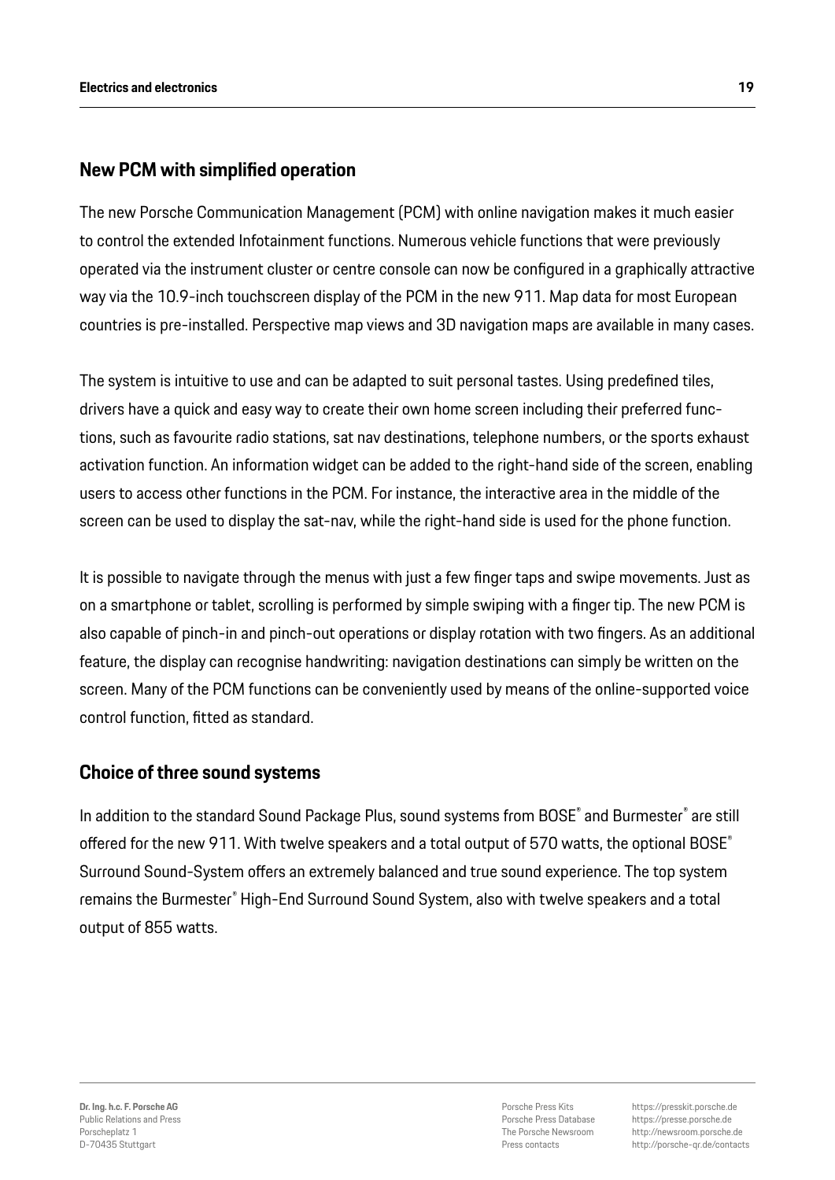## New PCM with simplified operation

The new Porsche Communication Management (PCM) with online navigation makes it much easier to control the extended Infotainment functions. Numerous vehicle functions that were previously operated via the instrument cluster or centre console can now be configured in a graphically attractive way via the 10.9-inch touchscreen display of the PCM in the new 911. Map data for most European countries is pre-installed. Perspective map views and 3D navigation maps are available in many cases.

The system is intuitive to use and can be adapted to suit personal tastes. Using predefined tiles, drivers have a quick and easy way to create their own home screen including their preferred functions, such as favourite radio stations, sat nav destinations, telephone numbers, or the sports exhaust activation function. An information widget can be added to the right-hand side of the screen, enabling users to access other functions in the PCM. For instance, the interactive area in the middle of the screen can be used to display the sat-nav, while the right-hand side is used for the phone function.

It is possible to navigate through the menus with just a few finger taps and swipe movements. Just as on a smartphone or tablet, scrolling is performed by simple swiping with a finger tip. The new PCM is also capable of pinch-in and pinch-out operations or display rotation with two fingers. As an additional feature, the display can recognise handwriting: navigation destinations can simply be written on the screen. Many of the PCM functions can be conveniently used by means of the online-supported voice control function, fitted as standard.

## Choice of three sound systems

In addition to the standard Sound Package Plus, sound systems from BOSE® and Burmester® are still offered for the new 911. With twelve speakers and a total output of 570 watts, the optional BOSE® Surround Sound-System offers an extremely balanced and true sound experience. The top system remains the Burmester® High-End Surround Sound System, also with twelve speakers and a total output of 855 watts.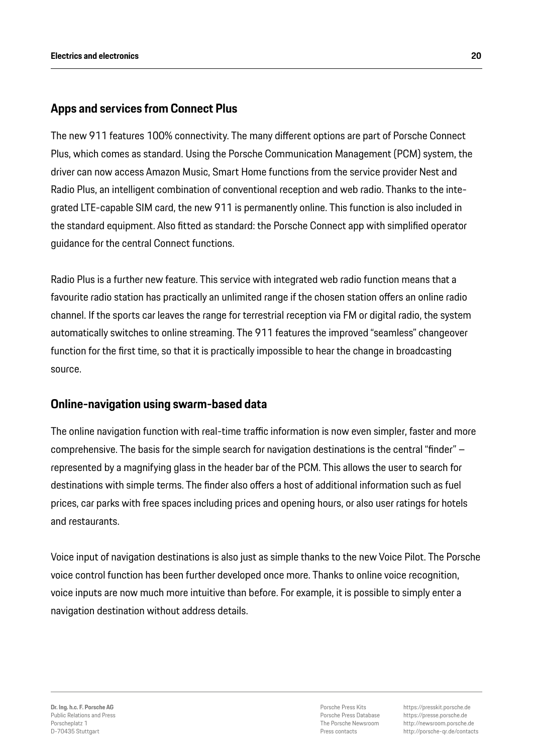## Apps and services from Connect Plus

The new 911 features 100% connectivity. The many different options are part of Porsche Connect Plus, which comes as standard. Using the Porsche Communication Management (PCM) system, the driver can now access Amazon Music, Smart Home functions from the service provider Nest and Radio Plus, an intelligent combination of conventional reception and web radio. Thanks to the integrated LTE-capable SIM card, the new 911 is permanently online. This function is also included in the standard equipment. Also fitted as standard: the Porsche Connect app with simplified operator guidance for the central Connect functions.

Radio Plus is a further new feature. This service with integrated web radio function means that a favourite radio station has practically an unlimited range if the chosen station offers an online radio channel. If the sports car leaves the range for terrestrial reception via FM or digital radio, the system automatically switches to online streaming. The 911 features the improved "seamless" changeover function for the first time, so that it is practically impossible to hear the change in broadcasting source.

## Online-navigation using swarm-based data

The online navigation function with real-time traffic information is now even simpler, faster and more comprehensive. The basis for the simple search for navigation destinations is the central "finder" – represented by a magnifying glass in the header bar of the PCM. This allows the user to search for destinations with simple terms. The finder also offers a host of additional information such as fuel prices, car parks with free spaces including prices and opening hours, or also user ratings for hotels and restaurants.

Voice input of navigation destinations is also just as simple thanks to the new Voice Pilot. The Porsche voice control function has been further developed once more. Thanks to online voice recognition, voice inputs are now much more intuitive than before. For example, it is possible to simply enter a navigation destination without address details.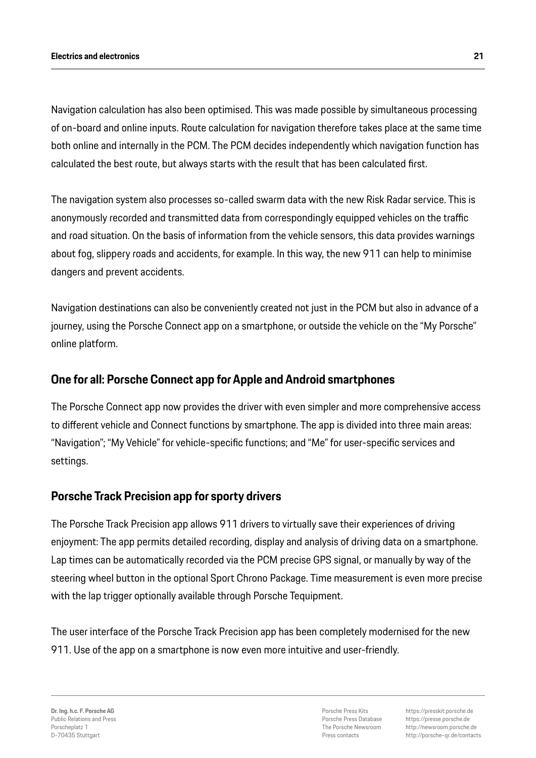Navigation calculation has also been optimised. This was made possible by simultaneous processing of on-board and online inputs. Route calculation for navigation therefore takes place at the same time both online and internally in the PCM. The PCM decides independently which navigation function has calculated the best route, but always starts with the result that has been calculated first.

The navigation system also processes so-called swarm data with the new Risk Radar service. This is anonymously recorded and transmitted data from correspondingly equipped vehicles on the traffic and road situation. On the basis of information from the vehicle sensors, this data provides warnings about fog, slippery roads and accidents, for example. In this way, the new 911 can help to minimise dangers and prevent accidents.

Navigation destinations can also be conveniently created not just in the PCM but also in advance of a journey, using the Porsche Connect app on a smartphone, or outside the vehicle on the "My Porsche" online platform.

## One for all: Porsche Connect app for Apple and Android smartphones

The Porsche Connect app now provides the driver with even simpler and more comprehensive access to different vehicle and Connect functions by smartphone. The app is divided into three main areas: "Navigation"; "My Vehicle" for vehicle-specific functions; and "Me" for user-specific services and settings.

## Porsche Track Precision app for sporty drivers

The Porsche Track Precision app allows 911 drivers to virtually save their experiences of driving enjoyment: The app permits detailed recording, display and analysis of driving data on a smartphone. Lap times can be automatically recorded via the PCM precise GPS signal, or manually by way of the steering wheel button in the optional Sport Chrono Package. Time measurement is even more precise with the lap trigger optionally available through Porsche Tequipment.

The user interface of the Porsche Track Precision app has been completely modernised for the new 911. Use of the app on a smartphone is now even more intuitive and user-friendly.